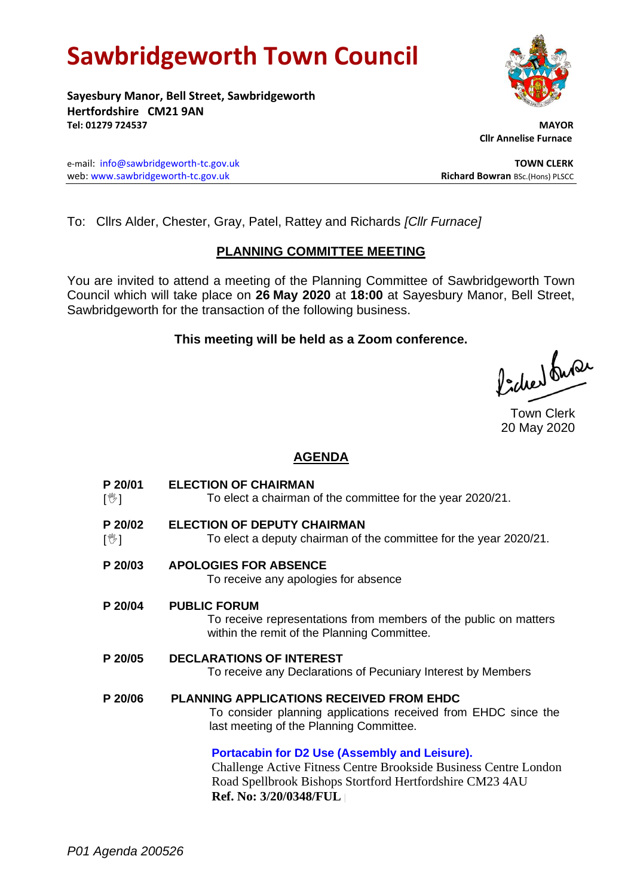# Sawbridgeworth Town Council

**Sayesbury Manor, Bell Street, Sawbridgeworth**
**Hertfordshire CM21 9AN**
**Tel: 01279 724537**

**MAYOR**
**Cllr Annelise Furnace**

e-mail: info@sawbridgeworth-tc.gov.uk
web: www.sawbridgeworth-tc.gov.uk

**TOWN CLERK**
**Richard Bowran** BSc.(Hons) PLSCC

To: Cllrs Alder, Chester, Gray, Patel, Rattey and Richards *[Cllr Furnace]*

## PLANNING COMMITTEE MEETING

You are invited to attend a meeting of the Planning Committee of Sawbridgeworth Town Council which will take place on **26 May 2020** at **18:00** at Sayesbury Manor, Bell Street, Sawbridgeworth for the transaction of the following business.

**This meeting will be held as a Zoom conference.**

Town Clerk
20 May 2020

## AGENDA

**P 20/01** [✋] **ELECTION OF CHAIRMAN**
To elect a chairman of the committee for the year 2020/21.

**P 20/02** [✋] **ELECTION OF DEPUTY CHAIRMAN**
To elect a deputy chairman of the committee for the year 2020/21.

**P 20/03** **APOLOGIES FOR ABSENCE**
To receive any apologies for absence

**P 20/04** **PUBLIC FORUM**
To receive representations from members of the public on matters within the remit of the Planning Committee.

**P 20/05** **DECLARATIONS OF INTEREST**
To receive any Declarations of Pecuniary Interest by Members

**P 20/06** **PLANNING APPLICATIONS RECEIVED FROM EHDC**
To consider planning applications received from EHDC since the last meeting of the Planning Committee.

**Portacabin for D2 Use (Assembly and Leisure).**
Challenge Active Fitness Centre Brookside Business Centre London Road Spellbrook Bishops Stortford Hertfordshire CM23 4AU
**Ref. No: 3/20/0348/FUL**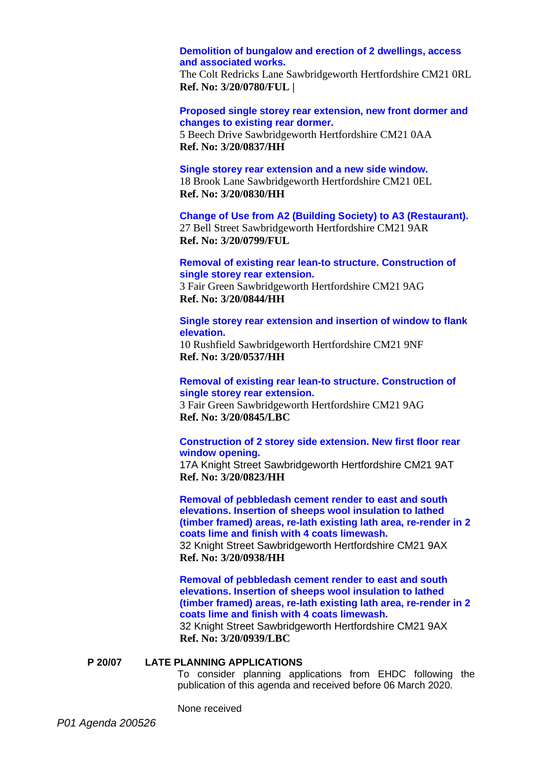**Demolition of bungalow and erection of 2 dwellings, access and associated works.**
The Colt Redricks Lane Sawbridgeworth Hertfordshire CM21 0RL
**Ref. No: 3/20/0780/FUL |**

**Proposed single storey rear extension, new front dormer and changes to existing rear dormer.**
5 Beech Drive Sawbridgeworth Hertfordshire CM21 0AA
**Ref. No: 3/20/0837/HH**

**Single storey rear extension and a new side window.**
18 Brook Lane Sawbridgeworth Hertfordshire CM21 0EL
**Ref. No: 3/20/0830/HH**

**Change of Use from A2 (Building Society) to A3 (Restaurant).**
27 Bell Street Sawbridgeworth Hertfordshire CM21 9AR
**Ref. No: 3/20/0799/FUL**

**Removal of existing rear lean-to structure. Construction of single storey rear extension.**
3 Fair Green Sawbridgeworth Hertfordshire CM21 9AG
**Ref. No: 3/20/0844/HH**

**Single storey rear extension and insertion of window to flank elevation.**
10 Rushfield Sawbridgeworth Hertfordshire CM21 9NF
**Ref. No: 3/20/0537/HH**

**Removal of existing rear lean-to structure. Construction of single storey rear extension.**
3 Fair Green Sawbridgeworth Hertfordshire CM21 9AG
**Ref. No: 3/20/0845/LBC**

**Construction of 2 storey side extension. New first floor rear window opening.**
17A Knight Street Sawbridgeworth Hertfordshire CM21 9AT
**Ref. No: 3/20/0823/HH**

**Removal of pebbledash cement render to east and south elevations. Insertion of sheeps wool insulation to lathed (timber framed) areas, re-lath existing lath area, re-render in 2 coats lime and finish with 4 coats limewash.**
32 Knight Street Sawbridgeworth Hertfordshire CM21 9AX
**Ref. No: 3/20/0938/HH**

**Removal of pebbledash cement render to east and south elevations. Insertion of sheeps wool insulation to lathed (timber framed) areas, re-lath existing lath area, re-render in 2 coats lime and finish with 4 coats limewash.**
32 Knight Street Sawbridgeworth Hertfordshire CM21 9AX
**Ref. No: 3/20/0939/LBC**

**P 20/07 LATE PLANNING APPLICATIONS**

To consider planning applications from EHDC following the publication of this agenda and received before 06 March 2020.

None received

*P01 Agenda 200526*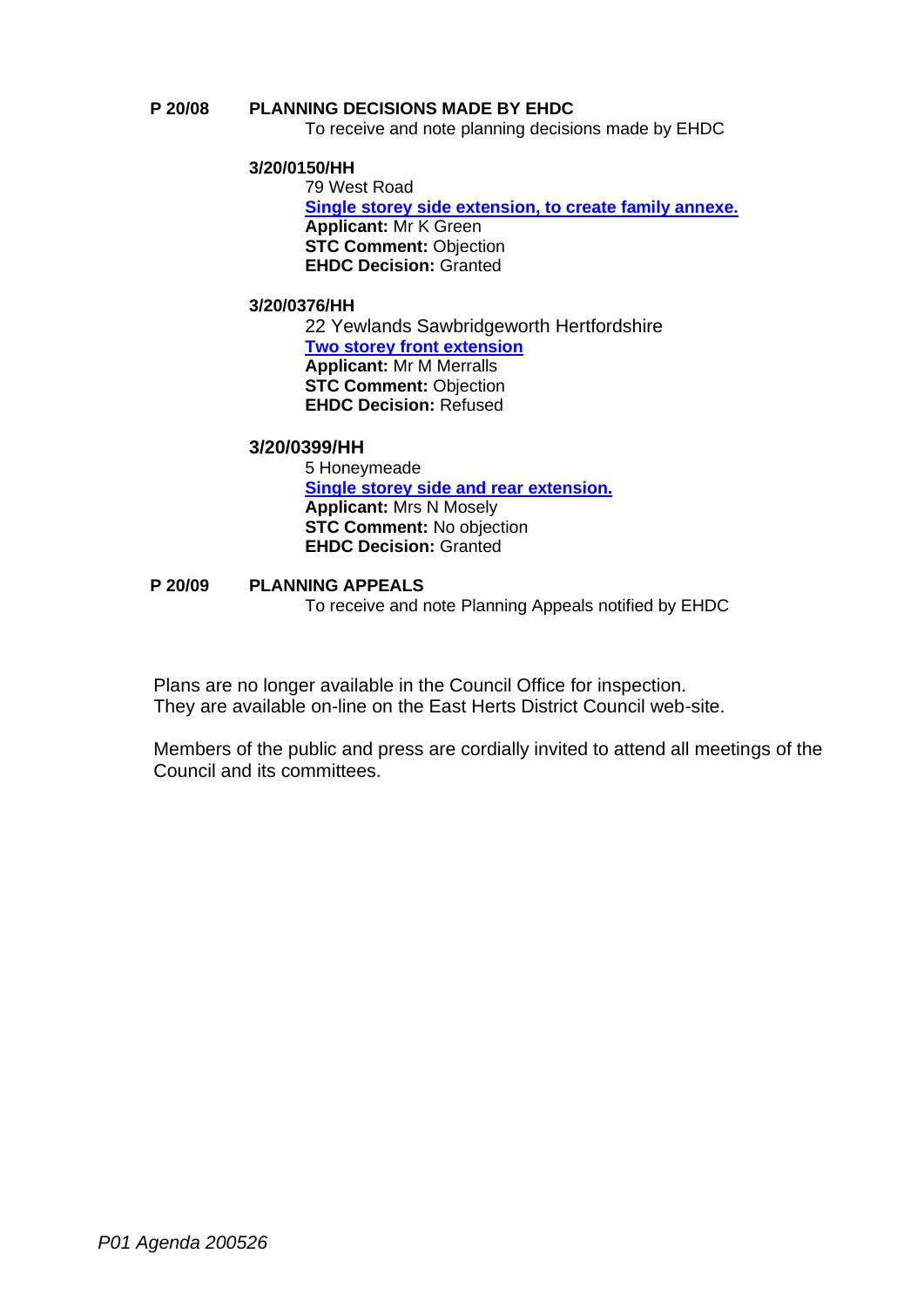**P 20/08 PLANNING DECISIONS MADE BY EHDC**

To receive and note planning decisions made by EHDC

**3/20/0150/HH**

79 West Road
**Single storey side extension, to create family annexe.**
**Applicant:** Mr K Green
**STC Comment:** Objection
**EHDC Decision:** Granted

**3/20/0376/HH**

22 Yewlands Sawbridgeworth Hertfordshire
**Two storey front extension**
**Applicant:** Mr M Merralls
**STC Comment:** Objection
**EHDC Decision:** Refused

**3/20/0399/HH**

5 Honeymeade
**Single storey side and rear extension.**
**Applicant:** Mrs N Mosely
**STC Comment:** No objection
**EHDC Decision:** Granted

**P 20/09 PLANNING APPEALS**

To receive and note Planning Appeals notified by EHDC

Plans are no longer available in the Council Office for inspection.
They are available on-line on the East Herts District Council web-site.

Members of the public and press are cordially invited to attend all meetings of the Council and its committees.

*P01 Agenda 200526*